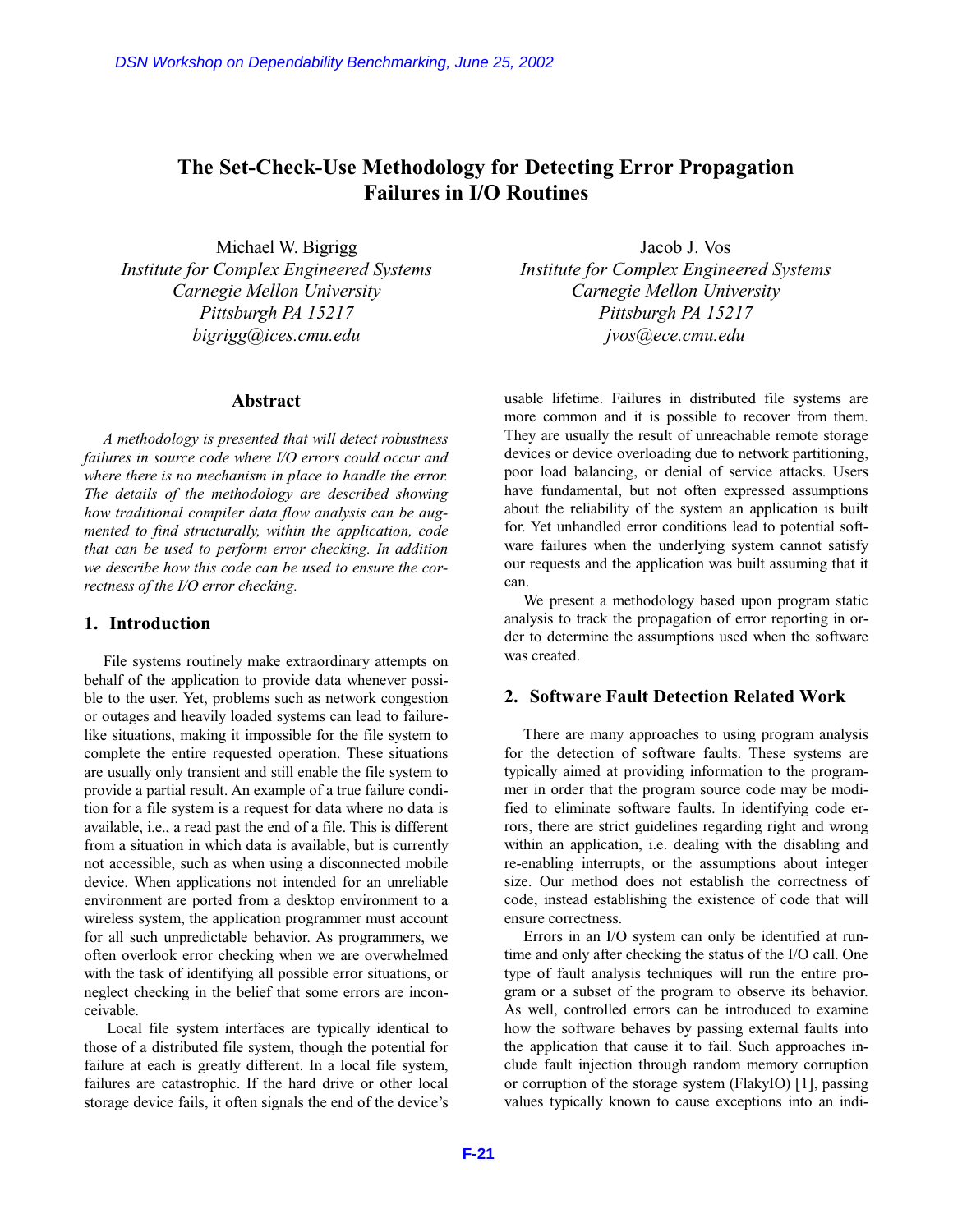# The Set-Check-Use Methodology for Detecting Error Propagation Failures in I/O Routines

Michael W. Bigrigg
*Institute for Complex Engineered Systems*
*Carnegie Mellon University*
*Pittsburgh PA 15217*
*bigrigg@ices.cmu.edu*

Jacob J. Vos
*Institute for Complex Engineered Systems*
*Carnegie Mellon University*
*Pittsburgh PA 15217*
*jvos@ece.cmu.edu*

## Abstract

*A methodology is presented that will detect robustness failures in source code where I/O errors could occur and where there is no mechanism in place to handle the error. The details of the methodology are described showing how traditional compiler data flow analysis can be augmented to find structurally, within the application, code that can be used to perform error checking. In addition we describe how this code can be used to ensure the correctness of the I/O error checking.*

## 1. Introduction

File systems routinely make extraordinary attempts on behalf of the application to provide data whenever possible to the user. Yet, problems such as network congestion or outages and heavily loaded systems can lead to failure-like situations, making it impossible for the file system to complete the entire requested operation. These situations are usually only transient and still enable the file system to provide a partial result. An example of a true failure condition for a file system is a request for data where no data is available, i.e., a read past the end of a file. This is different from a situation in which data is available, but is currently not accessible, such as when using a disconnected mobile device. When applications not intended for an unreliable environment are ported from a desktop environment to a wireless system, the application programmer must account for all such unpredictable behavior. As programmers, we often overlook error checking when we are overwhelmed with the task of identifying all possible error situations, or neglect checking in the belief that some errors are inconceivable.

Local file system interfaces are typically identical to those of a distributed file system, though the potential for failure at each is greatly different. In a local file system, failures are catastrophic. If the hard drive or other local storage device fails, it often signals the end of the device's usable lifetime. Failures in distributed file systems are more common and it is possible to recover from them. They are usually the result of unreachable remote storage devices or device overloading due to network partitioning, poor load balancing, or denial of service attacks. Users have fundamental, but not often expressed assumptions about the reliability of the system an application is built for. Yet unhandled error conditions lead to potential software failures when the underlying system cannot satisfy our requests and the application was built assuming that it can.

We present a methodology based upon program static analysis to track the propagation of error reporting in order to determine the assumptions used when the software was created.

## 2. Software Fault Detection Related Work

There are many approaches to using program analysis for the detection of software faults. These systems are typically aimed at providing information to the programmer in order that the program source code may be modified to eliminate software faults. In identifying code errors, there are strict guidelines regarding right and wrong within an application, i.e. dealing with the disabling and re-enabling interrupts, or the assumptions about integer size. Our method does not establish the correctness of code, instead establishing the existence of code that will ensure correctness.

Errors in an I/O system can only be identified at runtime and only after checking the status of the I/O call. One type of fault analysis techniques will run the entire program or a subset of the program to observe its behavior. As well, controlled errors can be introduced to examine how the software behaves by passing external faults into the application that cause it to fail. Such approaches include fault injection through random memory corruption or corruption of the storage system (FlakyIO) [1], passing values typically known to cause exceptions into an indi-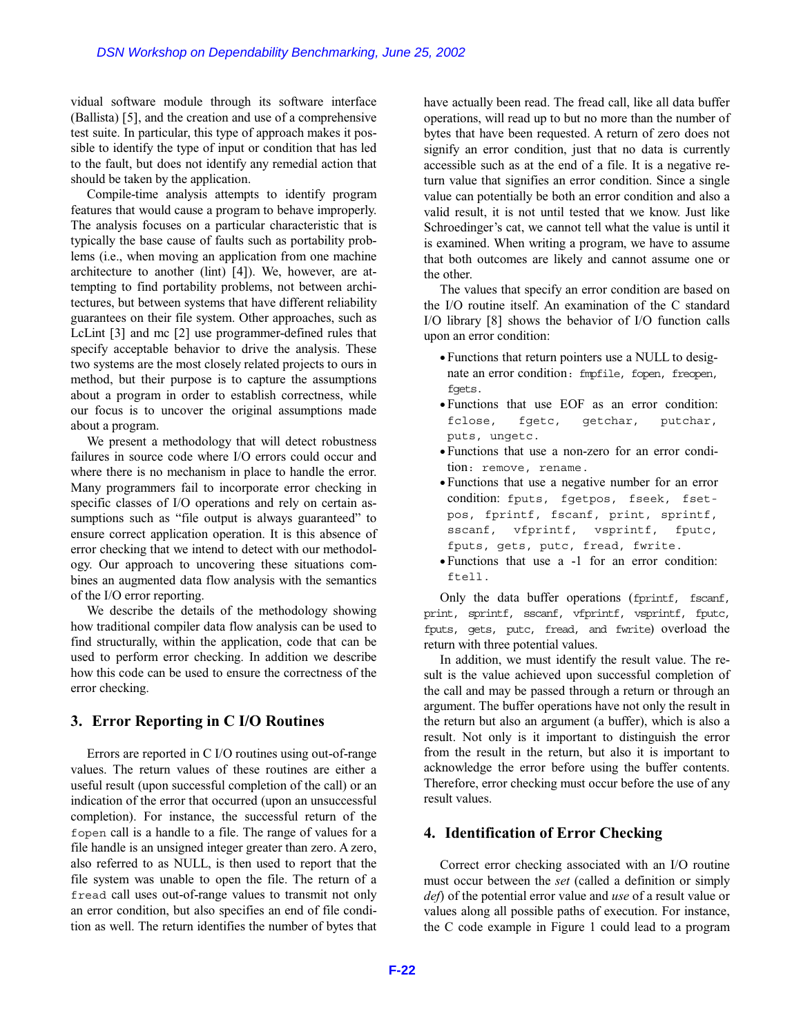vidual software module through its software interface (Ballista) [5], and the creation and use of a comprehensive test suite. In particular, this type of approach makes it possible to identify the type of input or condition that has led to the fault, but does not identify any remedial action that should be taken by the application.

Compile-time analysis attempts to identify program features that would cause a program to behave improperly. The analysis focuses on a particular characteristic that is typically the base cause of faults such as portability problems (i.e., when moving an application from one machine architecture to another (lint) [4]). We, however, are attempting to find portability problems, not between architectures, but between systems that have different reliability guarantees on their file system. Other approaches, such as LcLint [3] and mc [2] use programmer-defined rules that specify acceptable behavior to drive the analysis. These two systems are the most closely related projects to ours in method, but their purpose is to capture the assumptions about a program in order to establish correctness, while our focus is to uncover the original assumptions made about a program.

We present a methodology that will detect robustness failures in source code where I/O errors could occur and where there is no mechanism in place to handle the error. Many programmers fail to incorporate error checking in specific classes of I/O operations and rely on certain assumptions such as "file output is always guaranteed" to ensure correct application operation. It is this absence of error checking that we intend to detect with our methodology. Our approach to uncovering these situations combines an augmented data flow analysis with the semantics of the I/O error reporting.

We describe the details of the methodology showing how traditional compiler data flow analysis can be used to find structurally, within the application, code that can be used to perform error checking. In addition we describe how this code can be used to ensure the correctness of the error checking.

## 3. Error Reporting in C I/O Routines

Errors are reported in C I/O routines using out-of-range values. The return values of these routines are either a useful result (upon successful completion of the call) or an indication of the error that occurred (upon an unsuccessful completion). For instance, the successful return of the `fopen` call is a handle to a file. The range of values for a file handle is an unsigned integer greater than zero. A zero, also referred to as NULL, is then used to report that the file system was unable to open the file. The return of a `fread` call uses out-of-range values to transmit not only an error condition, but also specifies an end of file condition as well. The return identifies the number of bytes that have actually been read. The fread call, like all data buffer operations, will read up to but no more than the number of bytes that have been requested. A return of zero does not signify an error condition, just that no data is currently accessible such as at the end of a file. It is a negative return value that signifies an error condition. Since a single value can potentially be both an error condition and also a valid result, it is not until tested that we know. Just like Schroedinger's cat, we cannot tell what the value is until it is examined. When writing a program, we have to assume that both outcomes are likely and cannot assume one or the other.

The values that specify an error condition are based on the I/O routine itself. An examination of the C standard I/O library [8] shows the behavior of I/O function calls upon an error condition:

- Functions that return pointers use a NULL to designate an error condition: `fmpfile`, `fopen`, `freopen`, `fgets`.
- Functions that use EOF as an error condition: `fclose`, `fgetc`, `getchar`, `putchar`, `puts`, `ungetc`.
- Functions that use a non-zero for an error condition: `remove`, `rename`.
- Functions that use a negative number for an error condition: `fputs`, `fgetpos`, `fseek`, `fsetpos`, `fprintf`, `fscanf`, `print`, `sprintf`, `sscanf`, `vfprintf`, `vsprintf`, `fputc`, `fputs`, `gets`, `putc`, `fread`, `fwrite`.
- Functions that use a -1 for an error condition: `ftell`.

Only the data buffer operations (`fprintf`, `fscanf`, `print`, `sprintf`, `sscanf`, `vfprintf`, `vsprintf`, `fputc`, `fputs`, `gets`, `putc`, `fread`, and `fwrite`) overload the return with three potential values.

In addition, we must identify the result value. The result is the value achieved upon successful completion of the call and may be passed through a return or through an argument. The buffer operations have not only the result in the return but also an argument (a buffer), which is also a result. Not only is it important to distinguish the error from the result in the return, but also it is important to acknowledge the error before using the buffer contents. Therefore, error checking must occur before the use of any result values.

## 4. Identification of Error Checking

Correct error checking associated with an I/O routine must occur between the *set* (called a definition or simply *def*) of the potential error value and *use* of a result value or values along all possible paths of execution. For instance, the C code example in Figure 1 could lead to a program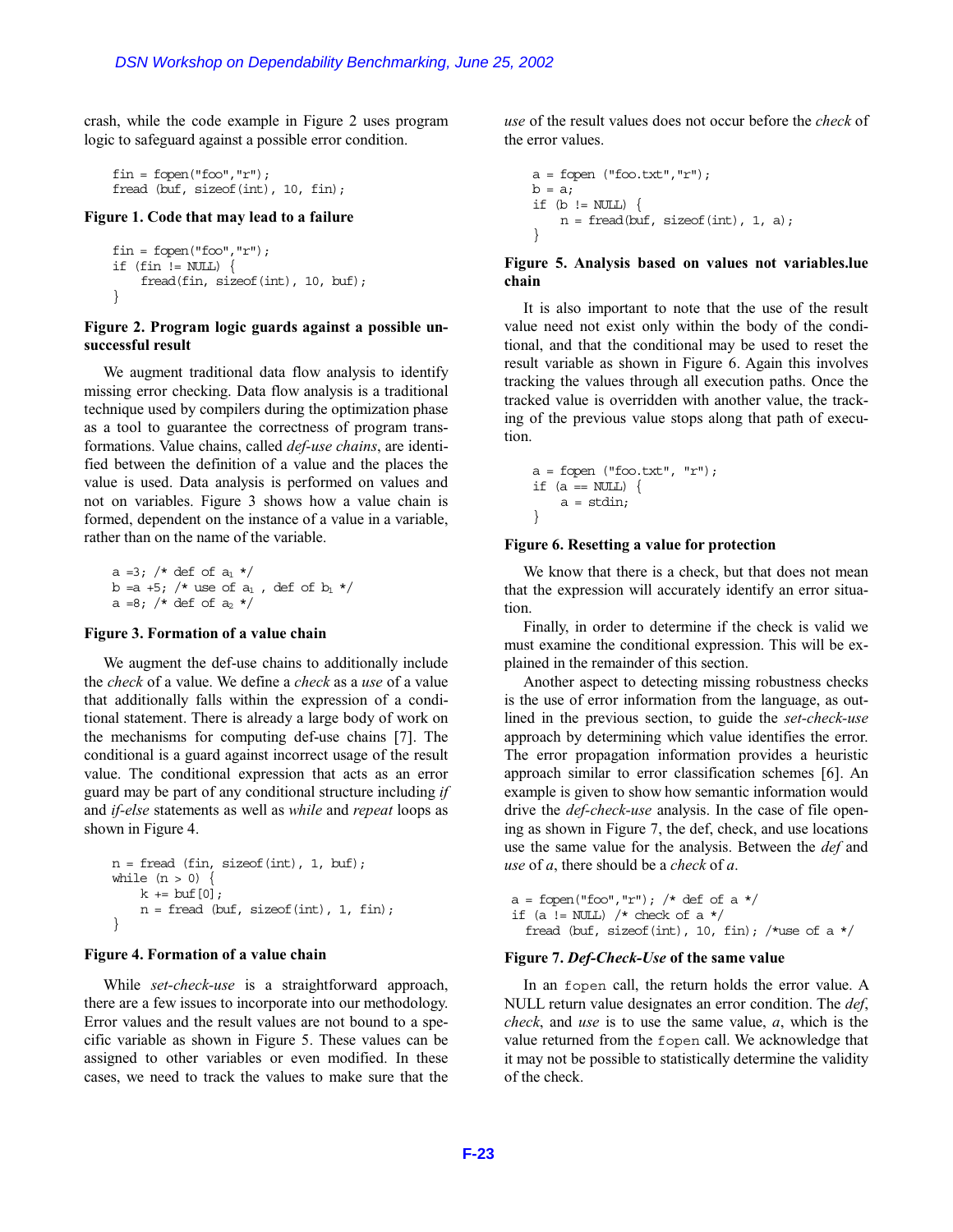crash, while the code example in Figure 2 uses program logic to safeguard against a possible error condition.

```
fin = fopen("foo","r");
fread (buf, sizeof(int), 10, fin);
```

**Figure 1. Code that may lead to a failure**

```
fin = fopen("foo","r");
if (fin != NULL) {
    fread(fin, sizeof(int), 10, buf);
}
```

**Figure 2. Program logic guards against a possible unsuccessful result**

We augment traditional data flow analysis to identify missing error checking. Data flow analysis is a traditional technique used by compilers during the optimization phase as a tool to guarantee the correctness of program transformations. Value chains, called *def-use chains*, are identified between the definition of a value and the places the value is used. Data analysis is performed on values and not on variables. Figure 3 shows how a value chain is formed, dependent on the instance of a value in a variable, rather than on the name of the variable.

```
a =3; /* def of a1 */
b =a +5; /* use of a1 , def of b1 */
a =8; /* def of a2 */
```

**Figure 3. Formation of a value chain**

We augment the def-use chains to additionally include the *check* of a value. We define a *check* as a *use* of a value that additionally falls within the expression of a conditional statement. There is already a large body of work on the mechanisms for computing def-use chains [7]. The conditional is a guard against incorrect usage of the result value. The conditional expression that acts as an error guard may be part of any conditional structure including *if* and *if-else* statements as well as *while* and *repeat* loops as shown in Figure 4.

```
n = fread (fin, sizeof(int), 1, buf);
while (n > 0) {
    k += buf[0];
    n = fread (buf, sizeof(int), 1, fin);
}
```

**Figure 4. Formation of a value chain**

While *set-check-use* is a straightforward approach, there are a few issues to incorporate into our methodology. Error values and the result values are not bound to a specific variable as shown in Figure 5. These values can be assigned to other variables or even modified. In these cases, we need to track the values to make sure that the *use* of the result values does not occur before the *check* of the error values.

```
a = fopen ("foo.txt","r");
b = a;
if (b != NULL) {
    n = fread(buf, sizeof(int), 1, a);
}
```

**Figure 5. Analysis based on values not variables.lue chain**

It is also important to note that the use of the result value need not exist only within the body of the conditional, and that the conditional may be used to reset the result variable as shown in Figure 6. Again this involves tracking the values through all execution paths. Once the tracked value is overridden with another value, the tracking of the previous value stops along that path of execution.

```
a = fopen ("foo.txt", "r");
if (a == NULL) {
    a = stdin;
}
```

**Figure 6. Resetting a value for protection**

We know that there is a check, but that does not mean that the expression will accurately identify an error situation.

Finally, in order to determine if the check is valid we must examine the conditional expression. This will be explained in the remainder of this section.

Another aspect to detecting missing robustness checks is the use of error information from the language, as outlined in the previous section, to guide the *set-check-use* approach by determining which value identifies the error. The error propagation information provides a heuristic approach similar to error classification schemes [6]. An example is given to show how semantic information would drive the *def-check-use* analysis. In the case of file opening as shown in Figure 7, the def, check, and use locations use the same value for the analysis. Between the *def* and *use* of *a*, there should be a *check* of *a*.

```
a = fopen("foo","r"); /* def of a */
if (a != NULL) /* check of a */
  fread (buf, sizeof(int), 10, fin); /*use of a */
```

**Figure 7. *Def-Check-Use* of the same value**

In an `fopen` call, the return holds the error value. A NULL return value designates an error condition. The *def*, *check*, and *use* is to use the same value, *a*, which is the value returned from the `fopen` call. We acknowledge that it may not be possible to statistically determine the validity of the check.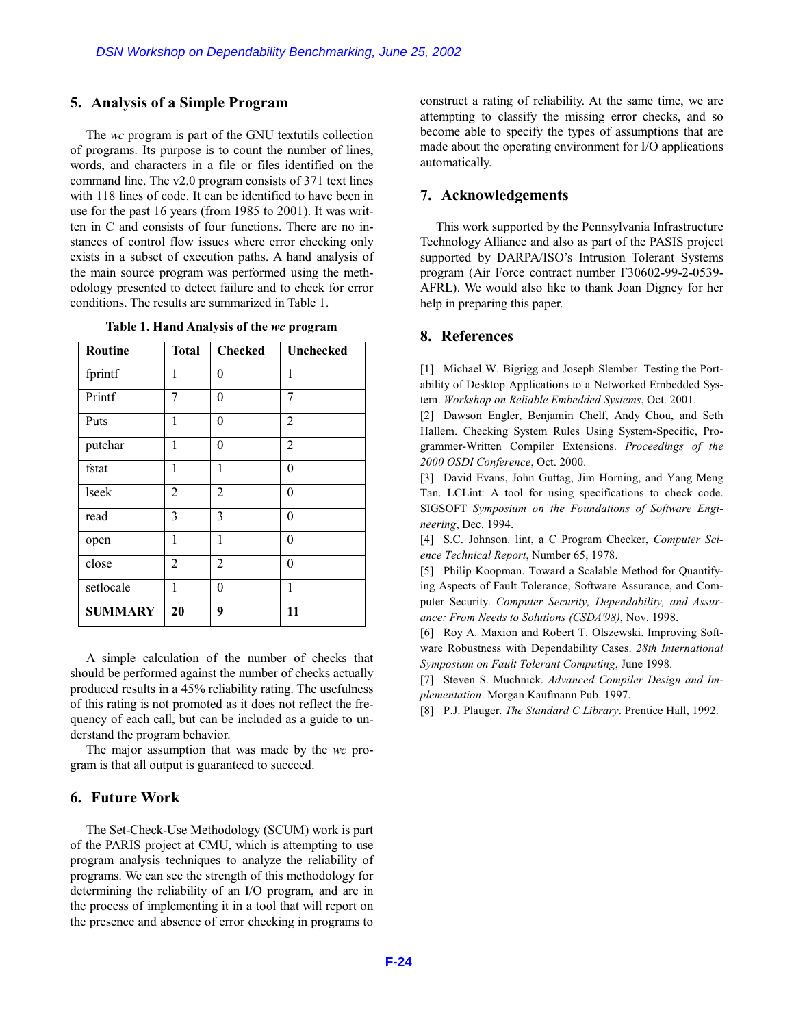## 5. Analysis of a Simple Program

The *wc* program is part of the GNU textutils collection of programs. Its purpose is to count the number of lines, words, and characters in a file or files identified on the command line. The v2.0 program consists of 371 text lines with 118 lines of code. It can be identified to have been in use for the past 16 years (from 1985 to 2001). It was written in C and consists of four functions. There are no instances of control flow issues where error checking only exists in a subset of execution paths. A hand analysis of the main source program was performed using the methodology presented to detect failure and to check for error conditions. The results are summarized in Table 1.

**Table 1. Hand Analysis of the *wc* program**

| Routine | Total | Checked | Unchecked |
|---|---|---|---|
| fprintf | 1 | 0 | 1 |
| Printf | 7 | 0 | 7 |
| Puts | 1 | 0 | 2 |
| putchar | 1 | 0 | 2 |
| fstat | 1 | 1 | 0 |
| lseek | 2 | 2 | 0 |
| read | 3 | 3 | 0 |
| open | 1 | 1 | 0 |
| close | 2 | 2 | 0 |
| setlocale | 1 | 0 | 1 |
| **SUMMARY** | **20** | **9** | **11** |

A simple calculation of the number of checks that should be performed against the number of checks actually produced results in a 45% reliability rating. The usefulness of this rating is not promoted as it does not reflect the frequency of each call, but can be included as a guide to understand the program behavior.

The major assumption that was made by the *wc* program is that all output is guaranteed to succeed.

## 6. Future Work

The Set-Check-Use Methodology (SCUM) work is part of the PARIS project at CMU, which is attempting to use program analysis techniques to analyze the reliability of programs. We can see the strength of this methodology for determining the reliability of an I/O program, and are in the process of implementing it in a tool that will report on the presence and absence of error checking in programs to construct a rating of reliability. At the same time, we are attempting to classify the missing error checks, and so become able to specify the types of assumptions that are made about the operating environment for I/O applications automatically.

## 7. Acknowledgements

This work supported by the Pennsylvania Infrastructure Technology Alliance and also as part of the PASIS project supported by DARPA/ISO's Intrusion Tolerant Systems program (Air Force contract number F30602-99-2-0539-AFRL). We would also like to thank Joan Digney for her help in preparing this paper.

## 8. References

[1] Michael W. Bigrigg and Joseph Slember. Testing the Portability of Desktop Applications to a Networked Embedded System. *Workshop on Reliable Embedded Systems*, Oct. 2001.

[2] Dawson Engler, Benjamin Chelf, Andy Chou, and Seth Hallem. Checking System Rules Using System-Specific, Programmer-Written Compiler Extensions. *Proceedings of the 2000 OSDI Conference*, Oct. 2000.

[3] David Evans, John Guttag, Jim Horning, and Yang Meng Tan. LCLint: A tool for using specifications to check code. SIGSOFT *Symposium on the Foundations of Software Engineering*, Dec. 1994.

[4] S.C. Johnson. lint, a C Program Checker, *Computer Science Technical Report*, Number 65, 1978.

[5] Philip Koopman. Toward a Scalable Method for Quantifying Aspects of Fault Tolerance, Software Assurance, and Computer Security. *Computer Security, Dependability, and Assurance: From Needs to Solutions (CSDA'98)*, Nov. 1998.

[6] Roy A. Maxion and Robert T. Olszewski. Improving Software Robustness with Dependability Cases. *28th International Symposium on Fault Tolerant Computing*, June 1998.

[7] Steven S. Muchnick. *Advanced Compiler Design and Implementation*. Morgan Kaufmann Pub. 1997.

[8] P.J. Plauger. *The Standard C Library*. Prentice Hall, 1992.